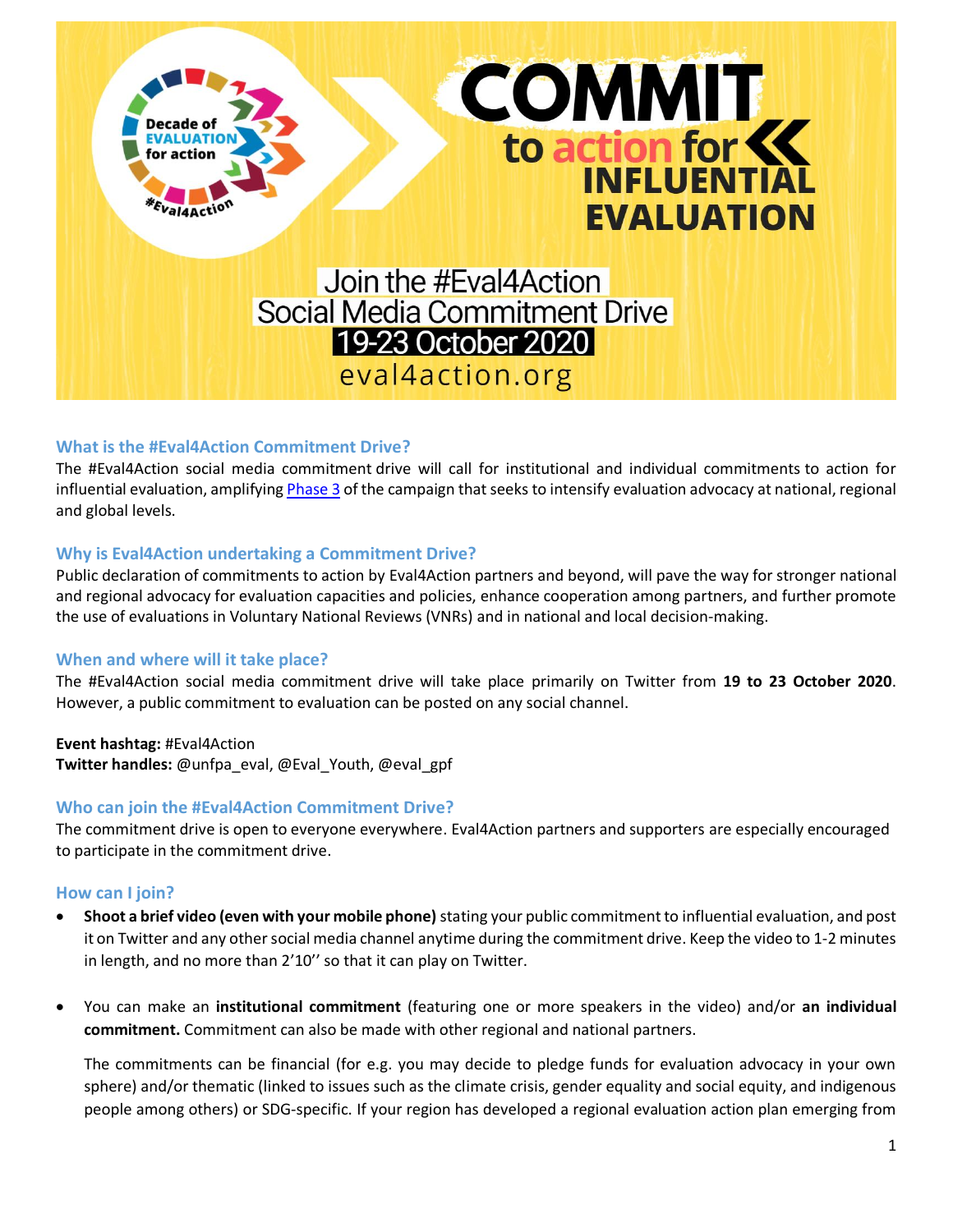# COMMIT to action for INFLUENTIAL EVALUATION

Decade of EVALUATION for action

#Eval4Action

Join the #Eval4Action Social Media Commitment Drive

19-23 October 2020

eval4action.org

### What is the #Eval4Action Commitment Drive?

The #Eval4Action social media commitment drive will call for institutional and individual commitments to action for influential evaluation, amplifying Phase 3 of the campaign that seeks to intensify evaluation advocacy at national, regional and global levels.

### Why is Eval4Action undertaking a Commitment Drive?

Public declaration of commitments to action by Eval4Action partners and beyond, will pave the way for stronger national and regional advocacy for evaluation capacities and policies, enhance cooperation among partners, and further promote the use of evaluations in Voluntary National Reviews (VNRs) and in national and local decision-making.

### When and where will it take place?

The #Eval4Action social media commitment drive will take place primarily on Twitter from **19 to 23 October 2020**. However, a public commitment to evaluation can be posted on any social channel.

**Event hashtag:** #Eval4Action
**Twitter handles:** @unfpa_eval, @Eval_Youth, @eval_gpf

### Who can join the #Eval4Action Commitment Drive?

The commitment drive is open to everyone everywhere. Eval4Action partners and supporters are especially encouraged to participate in the commitment drive.

### How can I join?

- **Shoot a brief video (even with your mobile phone)** stating your public commitment to influential evaluation, and post it on Twitter and any other social media channel anytime during the commitment drive. Keep the video to 1-2 minutes in length, and no more than 2'10'' so that it can play on Twitter.

- You can make an **institutional commitment** (featuring one or more speakers in the video) and/or **an individual commitment.** Commitment can also be made with other regional and national partners.

  The commitments can be financial (for e.g. you may decide to pledge funds for evaluation advocacy in your own sphere) and/or thematic (linked to issues such as the climate crisis, gender equality and social equity, and indigenous people among others) or SDG-specific. If your region has developed a regional evaluation action plan emerging from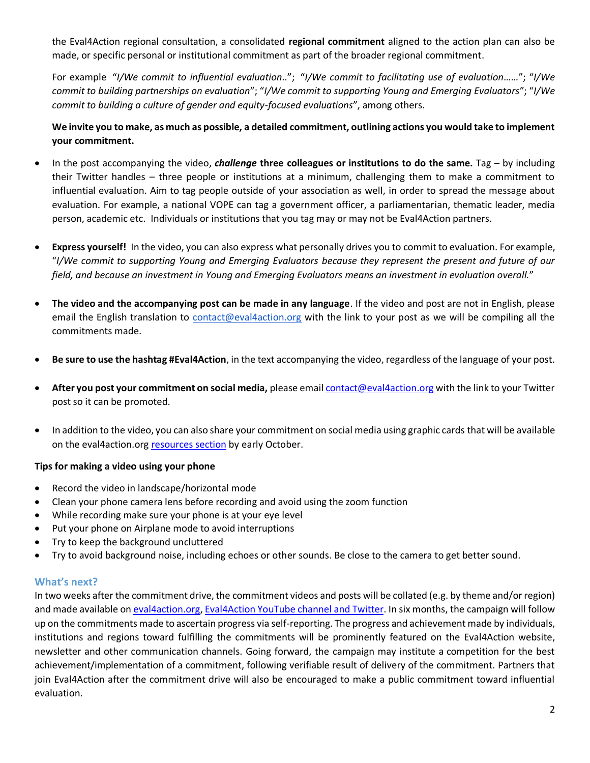the Eval4Action regional consultation, a consolidated **regional commitment** aligned to the action plan can also be made, or specific personal or institutional commitment as part of the broader regional commitment.

For example "*I/We commit to influential evaluation..*"; "*I/We commit to facilitating use of evaluation……*"; "*I/We commit to building partnerships on evaluation*"; "*I/We commit to supporting Young and Emerging Evaluators*"; "*I/We commit to building a culture of gender and equity-focused evaluations*", among others.

**We invite you to make, as much as possible, a detailed commitment, outlining actions you would take to implement your commitment.**

- In the post accompanying the video, ***challenge*** **three colleagues or institutions to do the same.** Tag – by including their Twitter handles – three people or institutions at a minimum, challenging them to make a commitment to influential evaluation. Aim to tag people outside of your association as well, in order to spread the message about evaluation. For example, a national VOPE can tag a government officer, a parliamentarian, thematic leader, media person, academic etc. Individuals or institutions that you tag may or may not be Eval4Action partners.

- **Express yourself!** In the video, you can also express what personally drives you to commit to evaluation. For example, "*I/We commit to supporting Young and Emerging Evaluators because they represent the present and future of our field, and because an investment in Young and Emerging Evaluators means an investment in evaluation overall.*"

- **The video and the accompanying post can be made in any language**. If the video and post are not in English, please email the English translation to contact@eval4action.org with the link to your post as we will be compiling all the commitments made.

- **Be sure to use the hashtag #Eval4Action**, in the text accompanying the video, regardless of the language of your post.

- **After you post your commitment on social media,** please email contact@eval4action.org with the link to your Twitter post so it can be promoted.

- In addition to the video, you can also share your commitment on social media using graphic cards that will be available on the eval4action.org resources section by early October.

**Tips for making a video using your phone**

- Record the video in landscape/horizontal mode
- Clean your phone camera lens before recording and avoid using the zoom function
- While recording make sure your phone is at your eye level
- Put your phone on Airplane mode to avoid interruptions
- Try to keep the background uncluttered
- Try to avoid background noise, including echoes or other sounds. Be close to the camera to get better sound.

## What's next?

In two weeks after the commitment drive, the commitment videos and posts will be collated (e.g. by theme and/or region) and made available on eval4action.org, Eval4Action YouTube channel and Twitter. In six months, the campaign will follow up on the commitments made to ascertain progress via self-reporting. The progress and achievement made by individuals, institutions and regions toward fulfilling the commitments will be prominently featured on the Eval4Action website, newsletter and other communication channels. Going forward, the campaign may institute a competition for the best achievement/implementation of a commitment, following verifiable result of delivery of the commitment. Partners that join Eval4Action after the commitment drive will also be encouraged to make a public commitment toward influential evaluation.